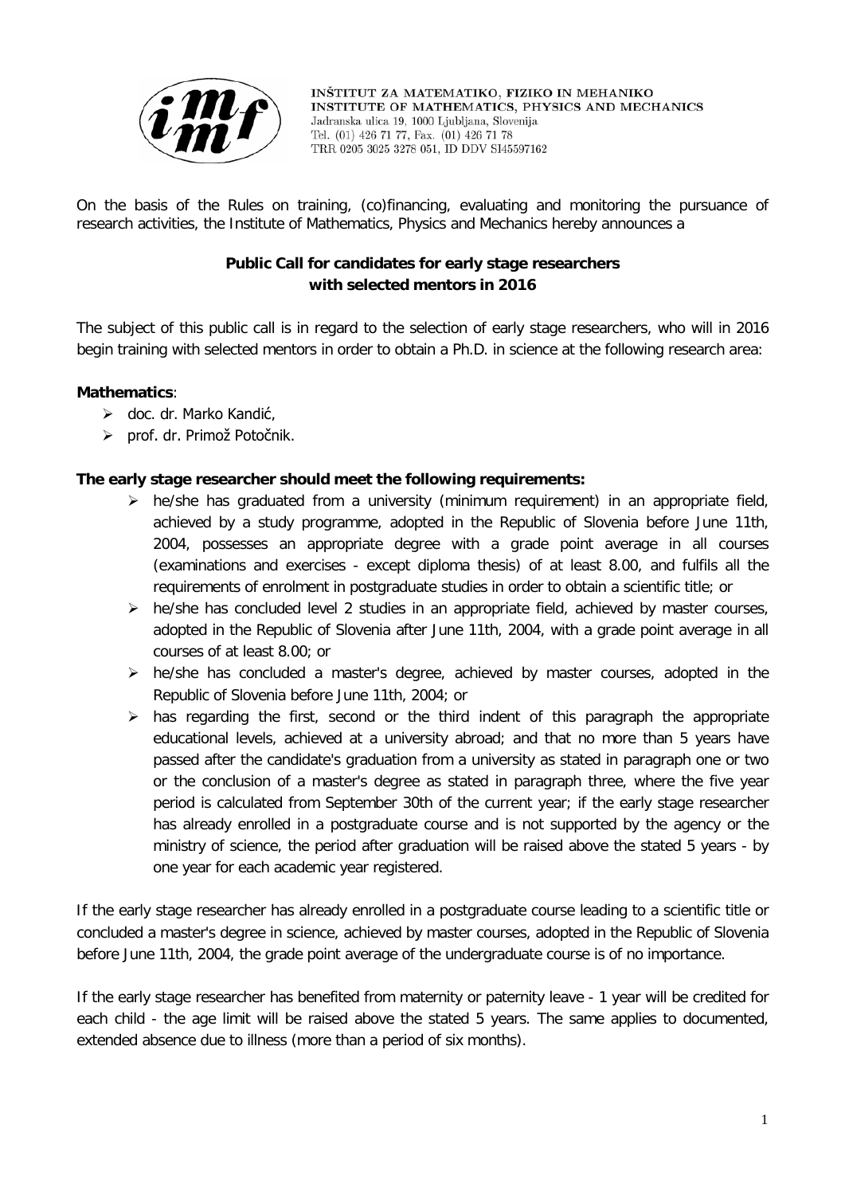INŠTITUT ZA MATEMATIKO, FIZIKO IN MEHANIKO
INSTITUTE OF MATHEMATICS, PHYSICS AND MECHANICS
Jadranska ulica 19, 1000 Ljubljana, Slovenija
Tel. (01) 426 71 77, Fax. (01) 426 71 78
TRR 0205 3025 3278 051, ID DDV SI45597162

On the basis of the Rules on training, (co)financing, evaluating and monitoring the pursuance of research activities, the Institute of Mathematics, Physics and Mechanics hereby announces a

**Public Call for candidates for early stage researchers with selected mentors in 2016**

The subject of this public call is in regard to the selection of early stage researchers, who will in 2016 begin training with selected mentors in order to obtain a Ph.D. in science at the following research area:

**Mathematics**:

- doc. dr. Marko Kandić,
- prof. dr. Primož Potočnik.

**The early stage researcher should meet the following requirements:**

- he/she has graduated from a university (minimum requirement) in an appropriate field, achieved by a study programme, adopted in the Republic of Slovenia before June 11th, 2004, possesses an appropriate degree with a grade point average in all courses (examinations and exercises - except diploma thesis) of at least 8.00, and fulfils all the requirements of enrolment in postgraduate studies in order to obtain a scientific title; or
- he/she has concluded level 2 studies in an appropriate field, achieved by master courses, adopted in the Republic of Slovenia after June 11th, 2004, with a grade point average in all courses of at least 8.00; or
- he/she has concluded a master's degree, achieved by master courses, adopted in the Republic of Slovenia before June 11th, 2004; or
- has regarding the first, second or the third indent of this paragraph the appropriate educational levels, achieved at a university abroad; and that no more than 5 years have passed after the candidate's graduation from a university as stated in paragraph one or two or the conclusion of a master's degree as stated in paragraph three, where the five year period is calculated from September 30th of the current year; if the early stage researcher has already enrolled in a postgraduate course and is not supported by the agency or the ministry of science, the period after graduation will be raised above the stated 5 years - by one year for each academic year registered.

If the early stage researcher has already enrolled in a postgraduate course leading to a scientific title or concluded a master's degree in science, achieved by master courses, adopted in the Republic of Slovenia before June 11th, 2004, the grade point average of the undergraduate course is of no importance.

If the early stage researcher has benefited from maternity or paternity leave - 1 year will be credited for each child - the age limit will be raised above the stated 5 years. The same applies to documented, extended absence due to illness (more than a period of six months).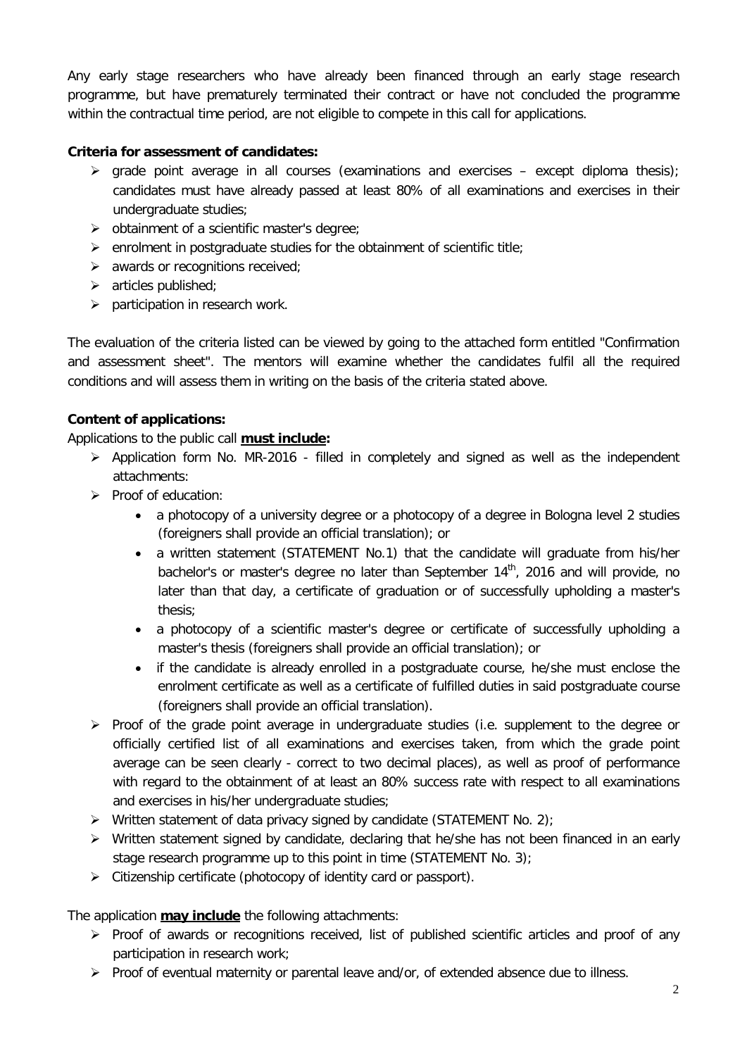Any early stage researchers who have already been financed through an early stage research programme, but have prematurely terminated their contract or have not concluded the programme within the contractual time period, are not eligible to compete in this call for applications.

**Criteria for assessment of candidates:**

- grade point average in all courses (examinations and exercises – except diploma thesis); candidates must have already passed at least 80% of all examinations and exercises in their undergraduate studies;
- obtainment of a scientific master's degree;
- enrolment in postgraduate studies for the obtainment of scientific title;
- awards or recognitions received;
- articles published;
- participation in research work.

The evaluation of the criteria listed can be viewed by going to the attached form entitled "Confirmation and assessment sheet". The mentors will examine whether the candidates fulfil all the required conditions and will assess them in writing on the basis of the criteria stated above.

**Content of applications:**

Applications to the public call **must include:**

- Application form No. MR-2016 - filled in completely and signed as well as the independent attachments:
- Proof of education:
  - a photocopy of a university degree or a photocopy of a degree in Bologna level 2 studies (foreigners shall provide an official translation); or
  - a written statement (STATEMENT No.1) that the candidate will graduate from his/her bachelor's or master's degree no later than September 14th, 2016 and will provide, no later than that day, a certificate of graduation or of successfully upholding a master's thesis;
  - a photocopy of a scientific master's degree or certificate of successfully upholding a master's thesis (foreigners shall provide an official translation); or
  - if the candidate is already enrolled in a postgraduate course, he/she must enclose the enrolment certificate as well as a certificate of fulfilled duties in said postgraduate course (foreigners shall provide an official translation).
- Proof of the grade point average in undergraduate studies (i.e. supplement to the degree or officially certified list of all examinations and exercises taken, from which the grade point average can be seen clearly - correct to two decimal places), as well as proof of performance with regard to the obtainment of at least an 80% success rate with respect to all examinations and exercises in his/her undergraduate studies;
- Written statement of data privacy signed by candidate (STATEMENT No. 2);
- Written statement signed by candidate, declaring that he/she has not been financed in an early stage research programme up to this point in time (STATEMENT No. 3);
- Citizenship certificate (photocopy of identity card or passport).

The application **may include** the following attachments:

- Proof of awards or recognitions received, list of published scientific articles and proof of any participation in research work;
- Proof of eventual maternity or parental leave and/or, of extended absence due to illness.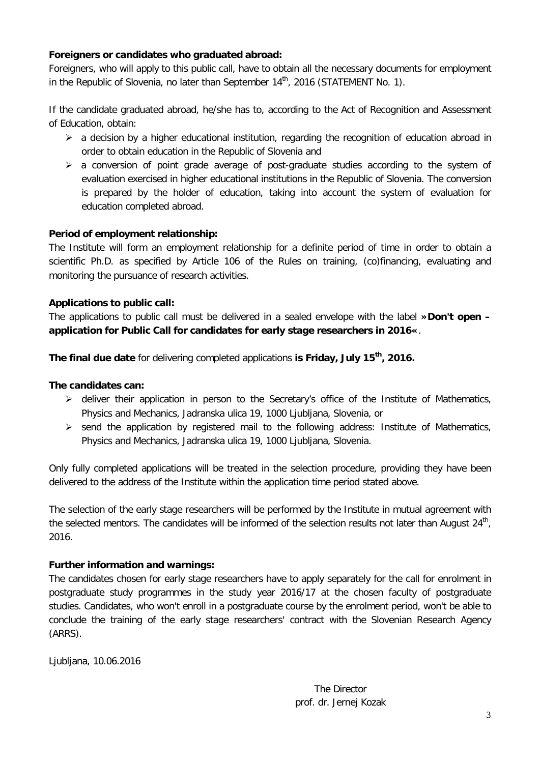**Foreigners or candidates who graduated abroad:**

Foreigners, who will apply to this public call, have to obtain all the necessary documents for employment in the Republic of Slovenia, no later than September 14th, 2016 (STATEMENT No. 1).

If the candidate graduated abroad, he/she has to, according to the Act of Recognition and Assessment of Education, obtain:

- a decision by a higher educational institution, regarding the recognition of education abroad in order to obtain education in the Republic of Slovenia and
- a conversion of point grade average of post-graduate studies according to the system of evaluation exercised in higher educational institutions in the Republic of Slovenia. The conversion is prepared by the holder of education, taking into account the system of evaluation for education completed abroad.

**Period of employment relationship:**

The Institute will form an employment relationship for a definite period of time in order to obtain a scientific Ph.D. as specified by Article 106 of the Rules on training, (co)financing, evaluating and monitoring the pursuance of research activities.

**Applications to public call:**

The applications to public call must be delivered in a sealed envelope with the label »**Don't open – application for Public Call for candidates for early stage researchers in 2016**«.

**The final due date** for delivering completed applications **is Friday, July 15th, 2016.**

**The candidates can:**

- deliver their application in person to the Secretary's office of the Institute of Mathematics, Physics and Mechanics, Jadranska ulica 19, 1000 Ljubljana, Slovenia, or
- send the application by registered mail to the following address: Institute of Mathematics, Physics and Mechanics, Jadranska ulica 19, 1000 Ljubljana, Slovenia.

Only fully completed applications will be treated in the selection procedure, providing they have been delivered to the address of the Institute within the application time period stated above.

The selection of the early stage researchers will be performed by the Institute in mutual agreement with the selected mentors. The candidates will be informed of the selection results not later than August 24th, 2016.

**Further information and warnings:**

The candidates chosen for early stage researchers have to apply separately for the call for enrolment in postgraduate study programmes in the study year 2016/17 at the chosen faculty of postgraduate studies. Candidates, who won't enroll in a postgraduate course by the enrolment period, won't be able to conclude the training of the early stage researchers' contract with the Slovenian Research Agency (ARRS).

Ljubljana, 10.06.2016

The Director
prof. dr. Jernej Kozak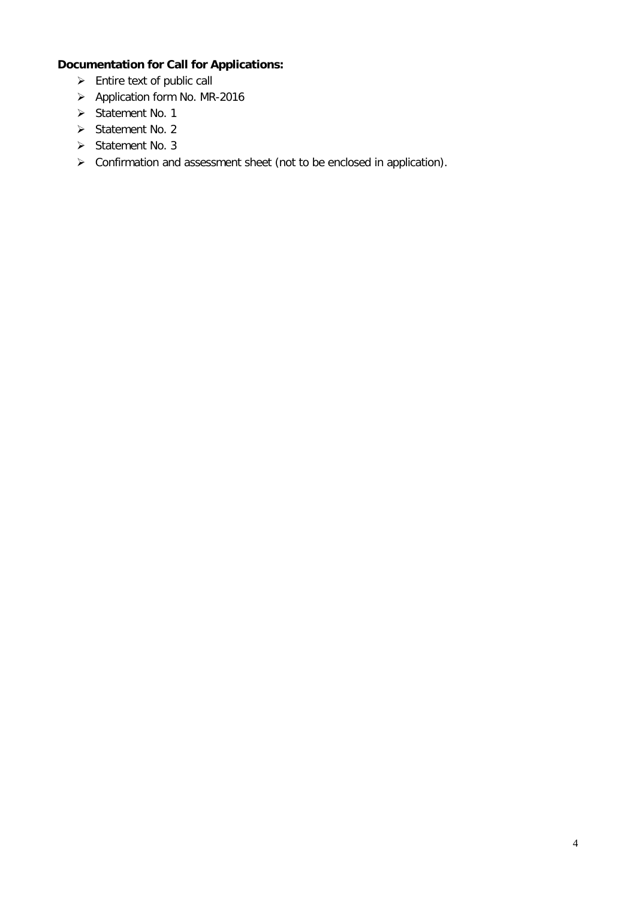**Documentation for Call for Applications:**

- Entire text of public call
- Application form No. MR-2016
- Statement No. 1
- Statement No. 2
- Statement No. 3
- Confirmation and assessment sheet (not to be enclosed in application).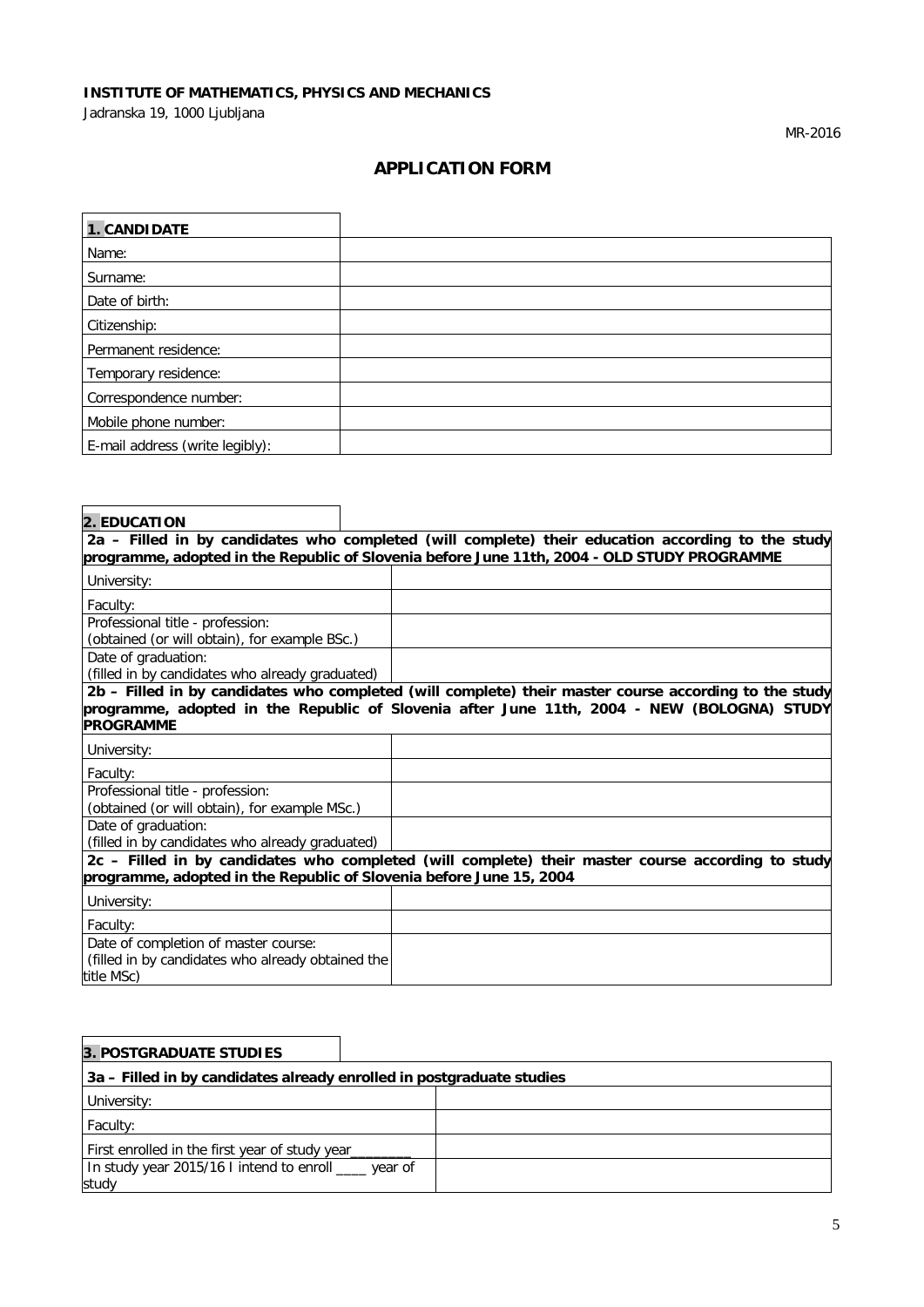**INSTITUTE OF MATHEMATICS, PHYSICS AND MECHANICS**
Jadranska 19, 1000 Ljubljana

MR-2016

# APPLICATION FORM

| **1. CANDIDATE** | |
|---|---|
| Name: | |
| Surname: | |
| Date of birth: | |
| Citizenship: | |
| Permanent residence: | |
| Temporary residence: | |
| Correspondence number: | |
| Mobile phone number: | |
| E-mail address (write legibly): | |

| **2. EDUCATION** | |
|---|---|
| **2a – Filled in by candidates who completed (will complete) their education according to the study programme, adopted in the Republic of Slovenia before June 11th, 2004 - OLD STUDY PROGRAMME** | |
| University: | |
| Faculty: | |
| Professional title - profession: (obtained (or will obtain), for example BSc.) | |
| Date of graduation: (filled in by candidates who already graduated) | |
| **2b – Filled in by candidates who completed (will complete) their master course according to the study programme, adopted in the Republic of Slovenia after June 11th, 2004 - NEW (BOLOGNA) STUDY PROGRAMME** | |
| University: | |
| Faculty: | |
| Professional title - profession: (obtained (or will obtain), for example MSc.) | |
| Date of graduation: (filled in by candidates who already graduated) | |
| **2c – Filled in by candidates who completed (will complete) their master course according to study programme, adopted in the Republic of Slovenia before June 15, 2004** | |
| University: | |
| Faculty: | |
| Date of completion of master course: (filled in by candidates who already obtained the title MSc) | |

| **3. POSTGRADUATE STUDIES** | |
|---|---|
| **3a – Filled in by candidates already enrolled in postgraduate studies** | |
| University: | |
| Faculty: | |
| First enrolled in the first year of study year________ | |
| In study year 2015/16 I intend to enroll ____ year of study | |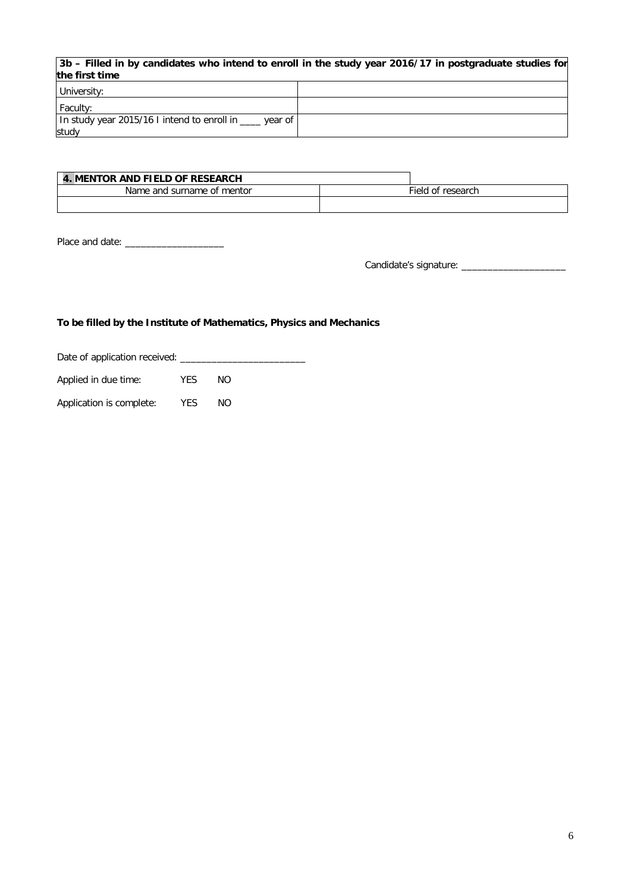| 3b – Filled in by candidates who intend to enroll in the study year 2016/17 in postgraduate studies for the first time | |
|---|---|
| University: | |
| Faculty: | |
| In study year 2015/16 I intend to enroll in ____ year of study | |

| **4. MENTOR AND FIELD OF RESEARCH** | |
|---|---|
| Name and surname of mentor | Field of research |
| | |

Place and date: ___________________

Candidate's signature: ____________________

**To be filled by the Institute of Mathematics, Physics and Mechanics**

Date of application received: ________________________

Applied in due time: YES NO

Application is complete: YES NO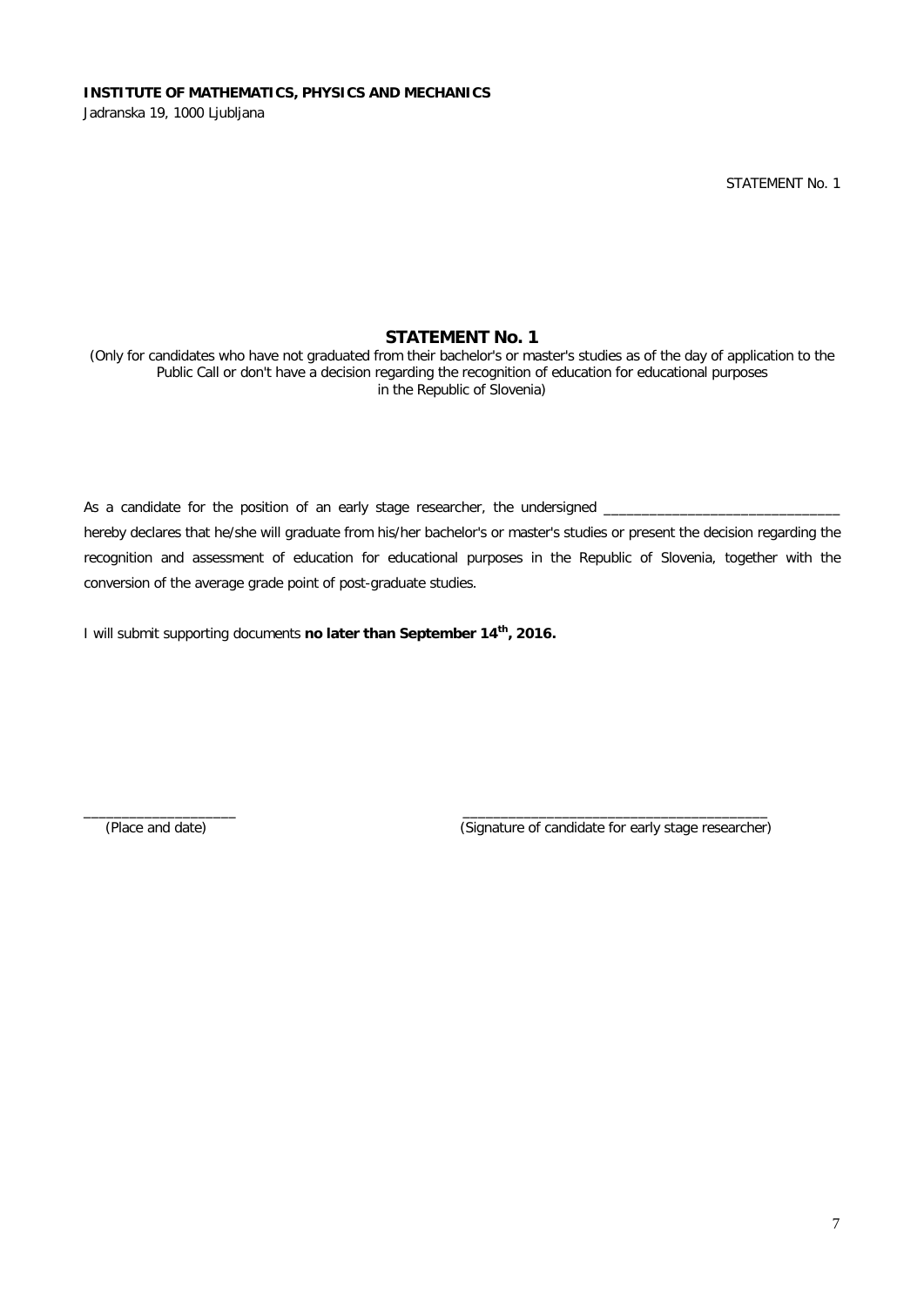**INSTITUTE OF MATHEMATICS, PHYSICS AND MECHANICS**
Jadranska 19, 1000 Ljubljana

STATEMENT No. 1

## STATEMENT No. 1

(Only for candidates who have not graduated from their bachelor's or master's studies as of the day of application to the Public Call or don't have a decision regarding the recognition of education for educational purposes in the Republic of Slovenia)

As a candidate for the position of an early stage researcher, the undersigned ______________________________ hereby declares that he/she will graduate from his/her bachelor's or master's studies or present the decision regarding the recognition and assessment of education for educational purposes in the Republic of Slovenia, together with the conversion of the average grade point of post-graduate studies.

I will submit supporting documents **no later than September 14th, 2016.**

____________________
(Place and date)

________________________________________
(Signature of candidate for early stage researcher)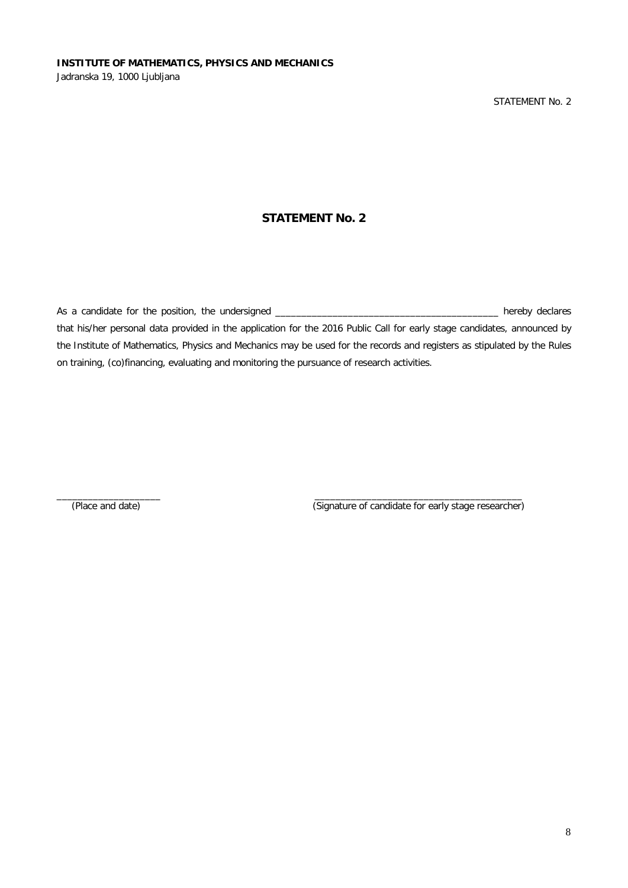**INSTITUTE OF MATHEMATICS, PHYSICS AND MECHANICS**
Jadranska 19, 1000 Ljubljana

STATEMENT No. 2

## STATEMENT No. 2

As a candidate for the position, the undersigned ___________________________________________ hereby declares that his/her personal data provided in the application for the 2016 Public Call for early stage candidates, announced by the Institute of Mathematics, Physics and Mechanics may be used for the records and registers as stipulated by the Rules on training, (co)financing, evaluating and monitoring the pursuance of research activities.

____________________
(Place and date)

_________________________________________
(Signature of candidate for early stage researcher)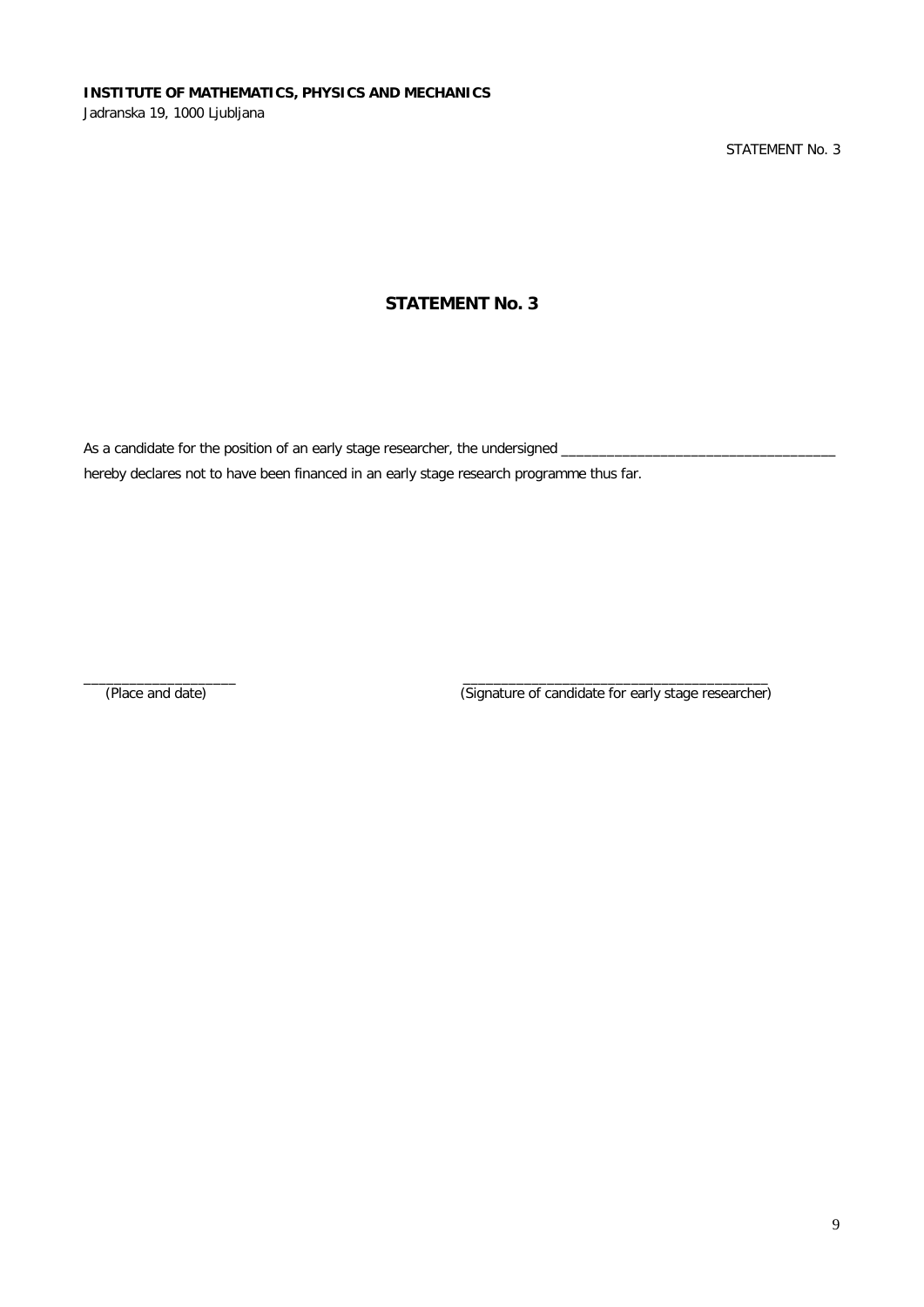**INSTITUTE OF MATHEMATICS, PHYSICS AND MECHANICS**
Jadranska 19, 1000 Ljubljana

STATEMENT No. 3

## STATEMENT No. 3

As a candidate for the position of an early stage researcher, the undersigned ___________________________________ hereby declares not to have been financed in an early stage research programme thus far.

____________________ (Place and date)

________________________________________ (Signature of candidate for early stage researcher)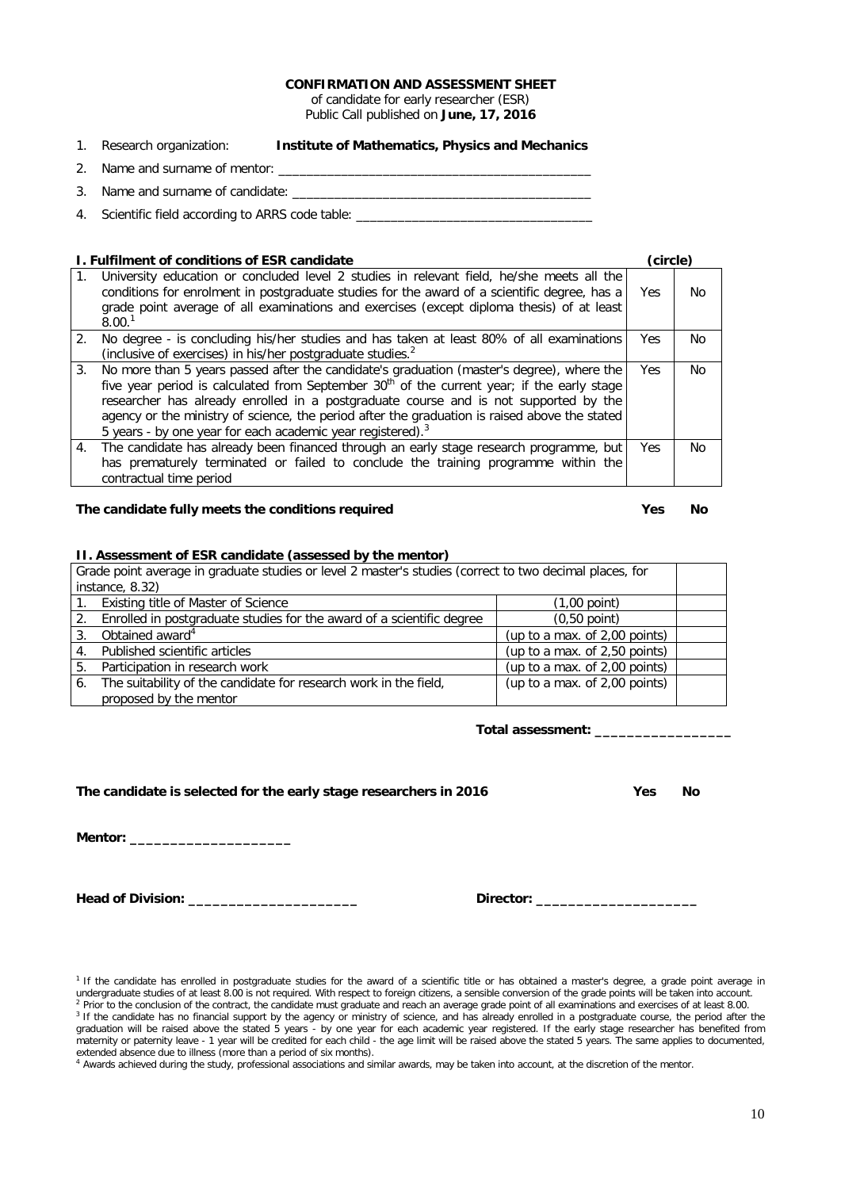**CONFIRMATION AND ASSESSMENT SHEET**
of candidate for early researcher (ESR)
Public Call published on **June, 17, 2016**

1. Research organization: **Institute of Mathematics, Physics and Mechanics**
2. Name and surname of mentor: ____________________________________________
3. Name and surname of candidate: __________________________________________
4. Scientific field according to ARRS code table: _________________________________

**I. Fulfilment of conditions of ESR candidate** **(circle)**

| | | | |
|---|---|---|---|
| 1. | University education or concluded level 2 studies in relevant field, he/she meets all the conditions for enrolment in postgraduate studies for the award of a scientific degree, has a grade point average of all examinations and exercises (except diploma thesis) of at least 8.00.[1] | Yes | No |
| 2. | No degree - is concluding his/her studies and has taken at least 80% of all examinations (inclusive of exercises) in his/her postgraduate studies.[2] | Yes | No |
| 3. | No more than 5 years passed after the candidate's graduation (master's degree), where the five year period is calculated from September 30th of the current year; if the early stage researcher has already enrolled in a postgraduate course and is not supported by the agency or the ministry of science, the period after the graduation is raised above the stated 5 years - by one year for each academic year registered).[3] | Yes | No |
| 4. | The candidate has already been financed through an early stage research programme, but has prematurely terminated or failed to conclude the training programme within the contractual time period | Yes | No |

**The candidate fully meets the conditions required** **Yes** **No**

**II. Assessment of ESR candidate (assessed by the mentor)**

| | | | |
|---|---|---|---|
| Grade point average in graduate studies or level 2 master's studies (correct to two decimal places, for instance, 8.32) | | | |
| 1. | Existing title of Master of Science | (1,00 point) | |
| 2. | Enrolled in postgraduate studies for the award of a scientific degree | (0,50 point) | |
| 3. | Obtained award[4] | (up to a max. of 2,00 points) | |
| 4. | Published scientific articles | (up to a max. of 2,50 points) | |
| 5. | Participation in research work | (up to a max. of 2,00 points) | |
| 6. | The suitability of the candidate for research work in the field, proposed by the mentor | (up to a max. of 2,00 points) | |

**Total assessment: _________________**

**The candidate is selected for the early stage researchers in 2016** **Yes** **No**

**Mentor: ____________________**

**Head of Division: _____________________** **Director: ____________________**

[1] If the candidate has enrolled in postgraduate studies for the award of a scientific title or has obtained a master's degree, a grade point average in undergraduate studies of at least 8.00 is not required. With respect to foreign citizens, a sensible conversion of the grade points will be taken into account.
[2] Prior to the conclusion of the contract, the candidate must graduate and reach an average grade point of all examinations and exercises of at least 8.00.
[3] If the candidate has no financial support by the agency or ministry of science, and has already enrolled in a postgraduate course, the period after the graduation will be raised above the stated 5 years - by one year for each academic year registered. If the early stage researcher has benefited from maternity or paternity leave - 1 year will be credited for each child - the age limit will be raised above the stated 5 years. The same applies to documented, extended absence due to illness (more than a period of six months).
[4] Awards achieved during the study, professional associations and similar awards, may be taken into account, at the discretion of the mentor.